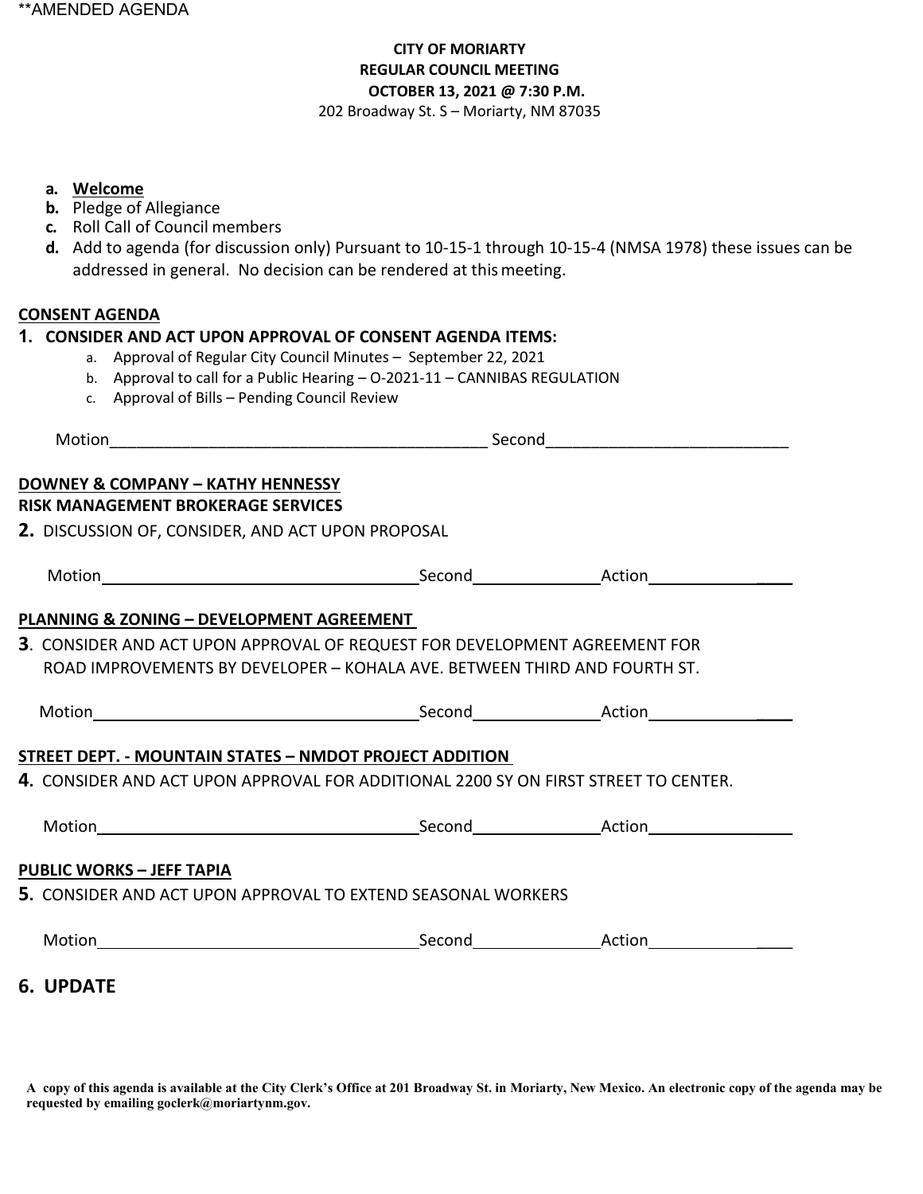**AMENDED AGENDA

**CITY OF MORIARTY**
**REGULAR COUNCIL MEETING**
**OCTOBER 13, 2021 @ 7:30 P.M.**
202 Broadway St. S – Moriarty, NM 87035

a. **Welcome**
b. Pledge of Allegiance
c. Roll Call of Council members
d. Add to agenda (for discussion only) Pursuant to 10-15-1 through 10-15-4 (NMSA 1978) these issues can be addressed in general. No decision can be rendered at this meeting.

**CONSENT AGENDA**

**1. CONSIDER AND ACT UPON APPROVAL OF CONSENT AGENDA ITEMS:**

a. Approval of Regular City Council Minutes – September 22, 2021
b. Approval to call for a Public Hearing – O-2021-11 – CANNIBAS REGULATION
c. Approval of Bills – Pending Council Review

Motion_________________________________________ Second__________________________

**DOWNEY & COMPANY – KATHY HENNESSY**
**RISK MANAGEMENT BROKERAGE SERVICES**

**2.** DISCUSSION OF, CONSIDER, AND ACT UPON PROPOSAL

Motion_________________________________ Second______________ Action________________

**PLANNING & ZONING – DEVELOPMENT AGREEMENT**

**3**. CONSIDER AND ACT UPON APPROVAL OF REQUEST FOR DEVELOPMENT AGREEMENT FOR ROAD IMPROVEMENTS BY DEVELOPER – KOHALA AVE. BETWEEN THIRD AND FOURTH ST.

Motion_________________________________ Second______________ Action________________

**STREET DEPT. - MOUNTAIN STATES – NMDOT PROJECT ADDITION**

**4.** CONSIDER AND ACT UPON APPROVAL FOR ADDITIONAL 2200 SY ON FIRST STREET TO CENTER.

Motion_________________________________ Second______________ Action________________

**PUBLIC WORKS – JEFF TAPIA**

**5.** CONSIDER AND ACT UPON APPROVAL TO EXTEND SEASONAL WORKERS

Motion_________________________________ Second______________ Action________________

**6. UPDATE**

**A copy of this agenda is available at the City Clerk's Office at 201 Broadway St. in Moriarty, New Mexico. An electronic copy of the agenda may be requested by emailing goclerk@moriartynm.gov.**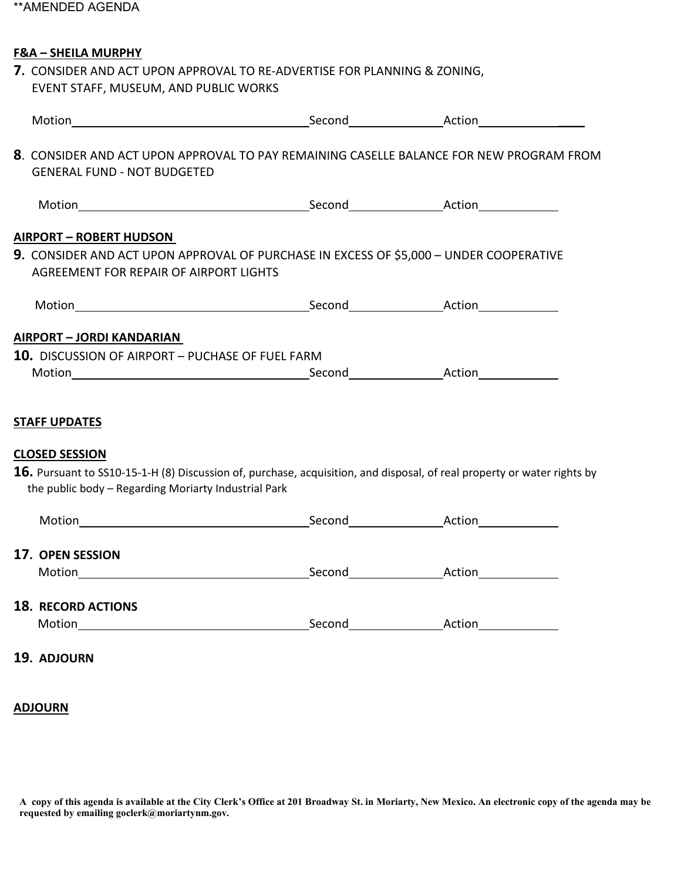**AMENDED AGENDA

**F&A – SHEILA MURPHY**

**7.** CONSIDER AND ACT UPON APPROVAL TO RE-ADVERTISE FOR PLANNING & ZONING, EVENT STAFF, MUSEUM, AND PUBLIC WORKS

Motion\_\_\_\_\_\_\_\_\_\_\_\_\_\_\_\_\_\_\_\_\_\_\_\_\_\_\_\_\_\_\_\_\_\_\_\_Second\_\_\_\_\_\_\_\_\_\_\_\_\_\_Action\_\_\_\_\_\_\_\_\_\_\_\_\_\_\_\_

**8**. CONSIDER AND ACT UPON APPROVAL TO PAY REMAINING CASELLE BALANCE FOR NEW PROGRAM FROM GENERAL FUND - NOT BUDGETED

Motion\_\_\_\_\_\_\_\_\_\_\_\_\_\_\_\_\_\_\_\_\_\_\_\_\_\_\_\_\_\_\_\_\_\_\_\_Second\_\_\_\_\_\_\_\_\_\_\_\_\_\_Action\_\_\_\_\_\_\_\_\_\_\_\_

**AIRPORT – ROBERT HUDSON**

**9**. CONSIDER AND ACT UPON APPROVAL OF PURCHASE IN EXCESS OF $5,000 – UNDER COOPERATIVE AGREEMENT FOR REPAIR OF AIRPORT LIGHTS

Motion\_\_\_\_\_\_\_\_\_\_\_\_\_\_\_\_\_\_\_\_\_\_\_\_\_\_\_\_\_\_\_\_\_\_\_\_Second\_\_\_\_\_\_\_\_\_\_\_\_\_\_Action\_\_\_\_\_\_\_\_\_\_\_\_

**AIRPORT – JORDI KANDARIAN**

**10.** DISCUSSION OF AIRPORT – PUCHASE OF FUEL FARM

Motion\_\_\_\_\_\_\_\_\_\_\_\_\_\_\_\_\_\_\_\_\_\_\_\_\_\_\_\_\_\_\_\_\_\_\_\_Second\_\_\_\_\_\_\_\_\_\_\_\_\_\_Action\_\_\_\_\_\_\_\_\_\_\_\_

**STAFF UPDATES**

**CLOSED SESSION**

**16.** Pursuant to SS10-15-1-H (8) Discussion of, purchase, acquisition, and disposal, of real property or water rights by the public body – Regarding Moriarty Industrial Park

Motion\_\_\_\_\_\_\_\_\_\_\_\_\_\_\_\_\_\_\_\_\_\_\_\_\_\_\_\_\_\_\_\_\_\_\_\_Second\_\_\_\_\_\_\_\_\_\_\_\_\_\_Action\_\_\_\_\_\_\_\_\_\_\_\_

**17. OPEN SESSION**

Motion\_\_\_\_\_\_\_\_\_\_\_\_\_\_\_\_\_\_\_\_\_\_\_\_\_\_\_\_\_\_\_\_\_\_\_\_Second\_\_\_\_\_\_\_\_\_\_\_\_\_\_Action\_\_\_\_\_\_\_\_\_\_\_\_

**18. RECORD ACTIONS**

Motion\_\_\_\_\_\_\_\_\_\_\_\_\_\_\_\_\_\_\_\_\_\_\_\_\_\_\_\_\_\_\_\_\_\_\_\_Second\_\_\_\_\_\_\_\_\_\_\_\_\_\_Action\_\_\_\_\_\_\_\_\_\_\_\_

**19. ADJOURN**

**ADJOURN**

**A copy of this agenda is available at the City Clerk's Office at 201 Broadway St. in Moriarty, New Mexico. An electronic copy of the agenda may be requested by emailing goclerk@moriartynm.gov.**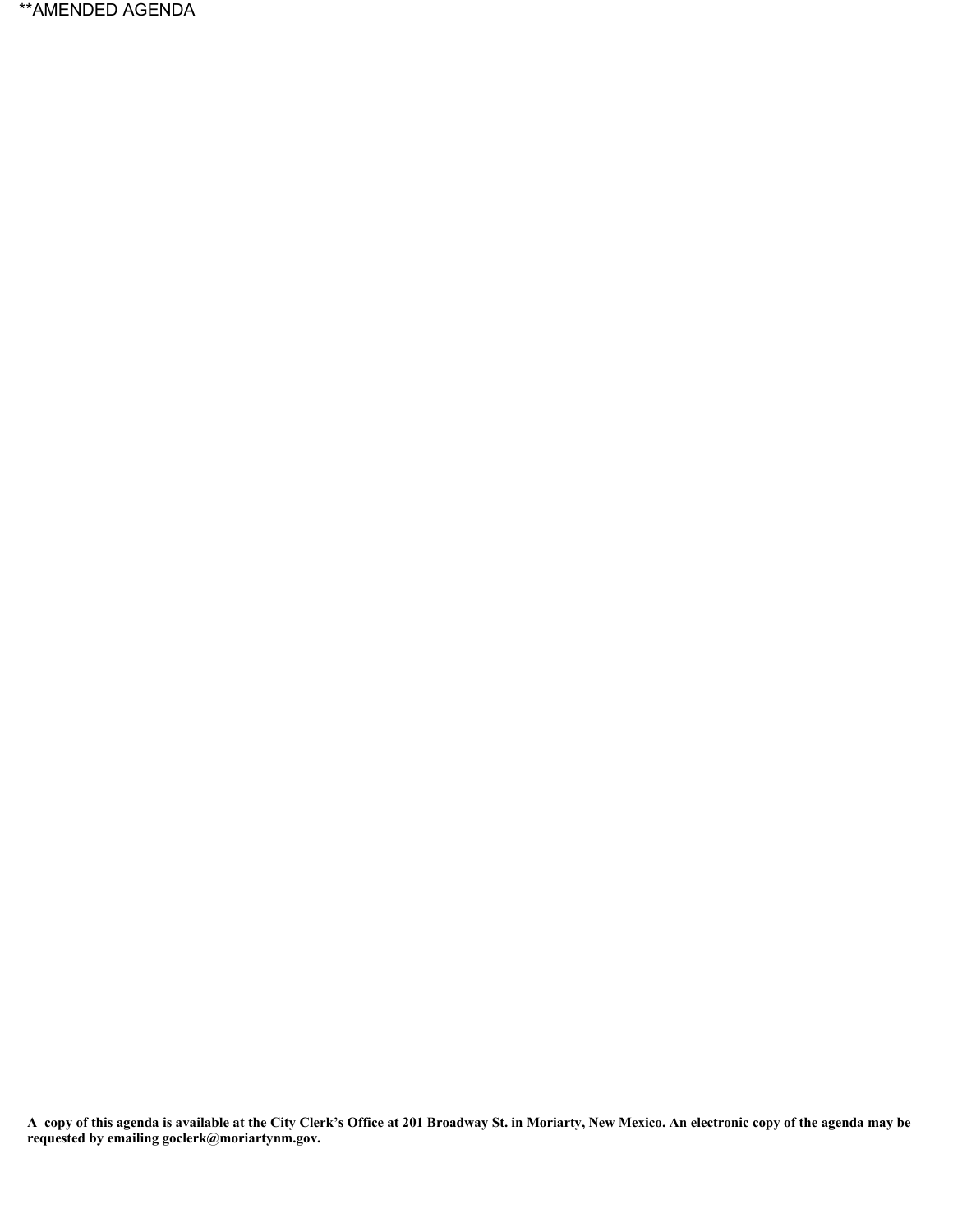**AMENDED AGENDA

**A copy of this agenda is available at the City Clerk's Office at 201 Broadway St. in Moriarty, New Mexico. An electronic copy of the agenda may be requested by emailing goclerk@moriartynm.gov.**